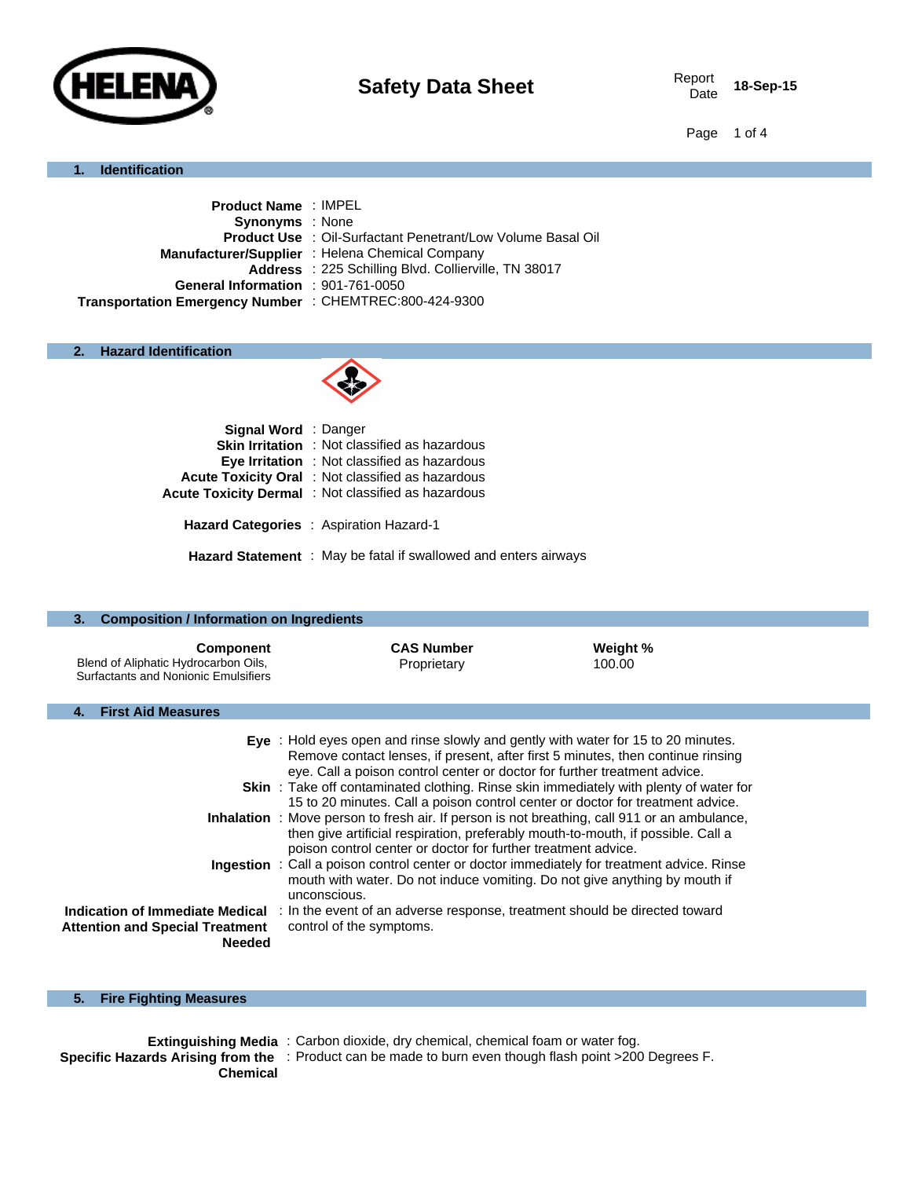HELENA

# Safety Data Sheet

Report Date **18-Sep-15**

## 1. Identification

**Product Name** : IMPEL
**Synonyms** : None
**Product Use** : Oil-Surfactant Penetrant/Low Volume Basal Oil
**Manufacturer/Supplier** : Helena Chemical Company
**Address** : 225 Schilling Blvd. Collierville, TN 38017
**General Information** : 901-761-0050
**Transportation Emergency Number** : CHEMTREC:800-424-9300

## 2. Hazard Identification

**Signal Word** : Danger
**Skin Irritation** : Not classified as hazardous
**Eye Irritation** : Not classified as hazardous
**Acute Toxicity Oral** : Not classified as hazardous
**Acute Toxicity Dermal** : Not classified as hazardous

**Hazard Categories** : Aspiration Hazard-1

**Hazard Statement** : May be fatal if swallowed and enters airways

## 3. Composition / Information on Ingredients

| Component | CAS Number | Weight % |
|---|---|---|
| Blend of Aliphatic Hydrocarbon Oils, Surfactants and Nonionic Emulsifiers | Proprietary | 100.00 |

## 4. First Aid Measures

**Eye** : Hold eyes open and rinse slowly and gently with water for 15 to 20 minutes. Remove contact lenses, if present, after first 5 minutes, then continue rinsing eye. Call a poison control center or doctor for further treatment advice.
**Skin** : Take off contaminated clothing. Rinse skin immediately with plenty of water for 15 to 20 minutes. Call a poison control center or doctor for treatment advice.
**Inhalation** : Move person to fresh air. If person is not breathing, call 911 or an ambulance, then give artificial respiration, preferably mouth-to-mouth, if possible. Call a poison control center or doctor for further treatment advice.
**Ingestion** : Call a poison control center or doctor immediately for treatment advice. Rinse mouth with water. Do not induce vomiting. Do not give anything by mouth if unconscious.
**Indication of Immediate Medical Attention and Special Treatment Needed** : In the event of an adverse response, treatment should be directed toward control of the symptoms.

## 5. Fire Fighting Measures

**Extinguishing Media** : Carbon dioxide, dry chemical, chemical foam or water fog.
**Specific Hazards Arising from the Chemical** : Product can be made to burn even though flash point >200 Degrees F.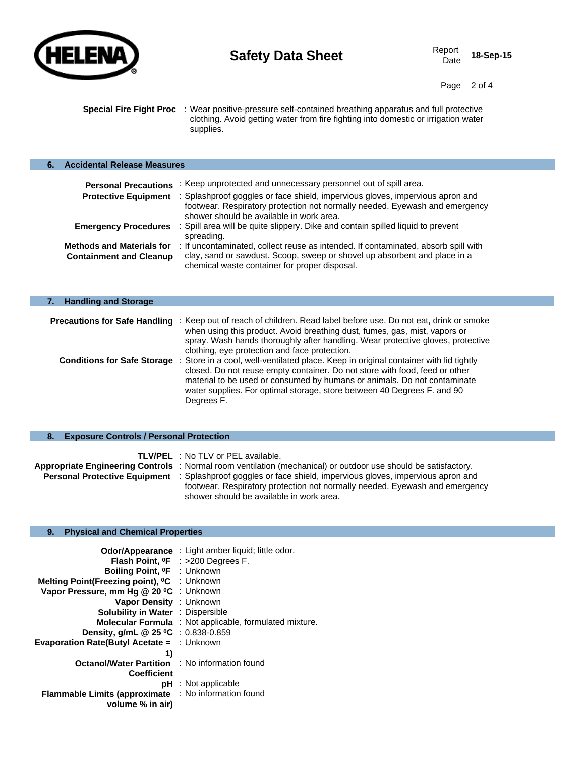**Special Fire Fight Proc** : Wear positive-pressure self-contained breathing apparatus and full protective clothing. Avoid getting water from fire fighting into domestic or irrigation water supplies.

## 6. Accidental Release Measures

**Personal Precautions** : Keep unprotected and unnecessary personnel out of spill area.

**Protective Equipment** : Splashproof goggles or face shield, impervious gloves, impervious apron and footwear. Respiratory protection not normally needed. Eyewash and emergency shower should be available in work area.

**Emergency Procedures** : Spill area will be quite slippery. Dike and contain spilled liquid to prevent spreading.

**Methods and Materials for Containment and Cleanup** : If uncontaminated, collect reuse as intended. If contaminated, absorb spill with clay, sand or sawdust. Scoop, sweep or shovel up absorbent and place in a chemical waste container for proper disposal.

## 7. Handling and Storage

**Precautions for Safe Handling** : Keep out of reach of children. Read label before use. Do not eat, drink or smoke when using this product. Avoid breathing dust, fumes, gas, mist, vapors or spray. Wash hands thoroughly after handling. Wear protective gloves, protective clothing, eye protection and face protection.

**Conditions for Safe Storage** : Store in a cool, well-ventilated place. Keep in original container with lid tightly closed. Do not reuse empty container. Do not store with food, feed or other material to be used or consumed by humans or animals. Do not contaminate water supplies. For optimal storage, store between 40 Degrees F. and 90 Degrees F.

## 8. Exposure Controls / Personal Protection

**TLV/PEL** : No TLV or PEL available.

**Appropriate Engineering Controls** : Normal room ventilation (mechanical) or outdoor use should be satisfactory.

**Personal Protective Equipment** : Splashproof goggles or face shield, impervious gloves, impervious apron and footwear. Respiratory protection not normally needed. Eyewash and emergency shower should be available in work area.

## 9. Physical and Chemical Properties

**Odor/Appearance** : Light amber liquid; little odor.

**Flash Point, ⁰F** : >200 Degrees F.

**Boiling Point, ⁰F** : Unknown

**Melting Point(Freezing point), ⁰C** : Unknown

**Vapor Pressure, mm Hg @ 20 ⁰C** : Unknown

**Vapor Density** : Unknown

**Solubility in Water** : Dispersible

**Molecular Formula** : Not applicable, formulated mixture.

**Density, g/mL @ 25 ⁰C** : 0.838-0.859

**Evaporation Rate(Butyl Acetate = 1)** : Unknown

**Octanol/Water Partition Coefficient** : No information found

**pH** : Not applicable

**Flammable Limits (approximate volume % in air)** : No information found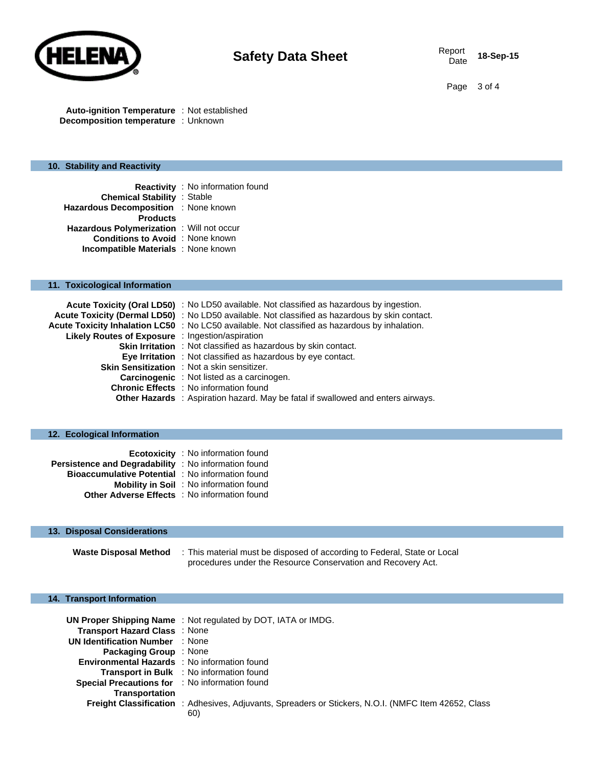**Auto-ignition Temperature** : Not established
**Decomposition temperature** : Unknown

## 10. Stability and Reactivity

**Reactivity** : No information found
**Chemical Stability** : Stable
**Hazardous Decomposition Products** : None known
**Hazardous Polymerization** : Will not occur
**Conditions to Avoid** : None known
**Incompatible Materials** : None known

## 11. Toxicological Information

**Acute Toxicity (Oral LD50)** : No LD50 available. Not classified as hazardous by ingestion.
**Acute Toxicity (Dermal LD50)** : No LD50 available. Not classified as hazardous by skin contact.
**Acute Toxicity Inhalation LC50** : No LC50 available. Not classified as hazardous by inhalation.
**Likely Routes of Exposure** : Ingestion/aspiration
**Skin Irritation** : Not classified as hazardous by skin contact.
**Eye Irritation** : Not classified as hazardous by eye contact.
**Skin Sensitization** : Not a skin sensitizer.
**Carcinogenic** : Not listed as a carcinogen.
**Chronic Effects** : No information found
**Other Hazards** : Aspiration hazard. May be fatal if swallowed and enters airways.

## 12. Ecological Information

**Ecotoxicity** : No information found
**Persistence and Degradability** : No information found
**Bioaccumulative Potential** : No information found
**Mobility in Soil** : No information found
**Other Adverse Effects** : No information found

## 13. Disposal Considerations

**Waste Disposal Method** : This material must be disposed of according to Federal, State or Local procedures under the Resource Conservation and Recovery Act.

## 14. Transport Information

**UN Proper Shipping Name** : Not regulated by DOT, IATA or IMDG.
**Transport Hazard Class** : None
**UN Identification Number** : None
**Packaging Group** : None
**Environmental Hazards** : No information found
**Transport in Bulk** : No information found
**Special Precautions for Transportation** : No information found
**Freight Classification** : Adhesives, Adjuvants, Spreaders or Stickers, N.O.I. (NMFC Item 42652, Class 60)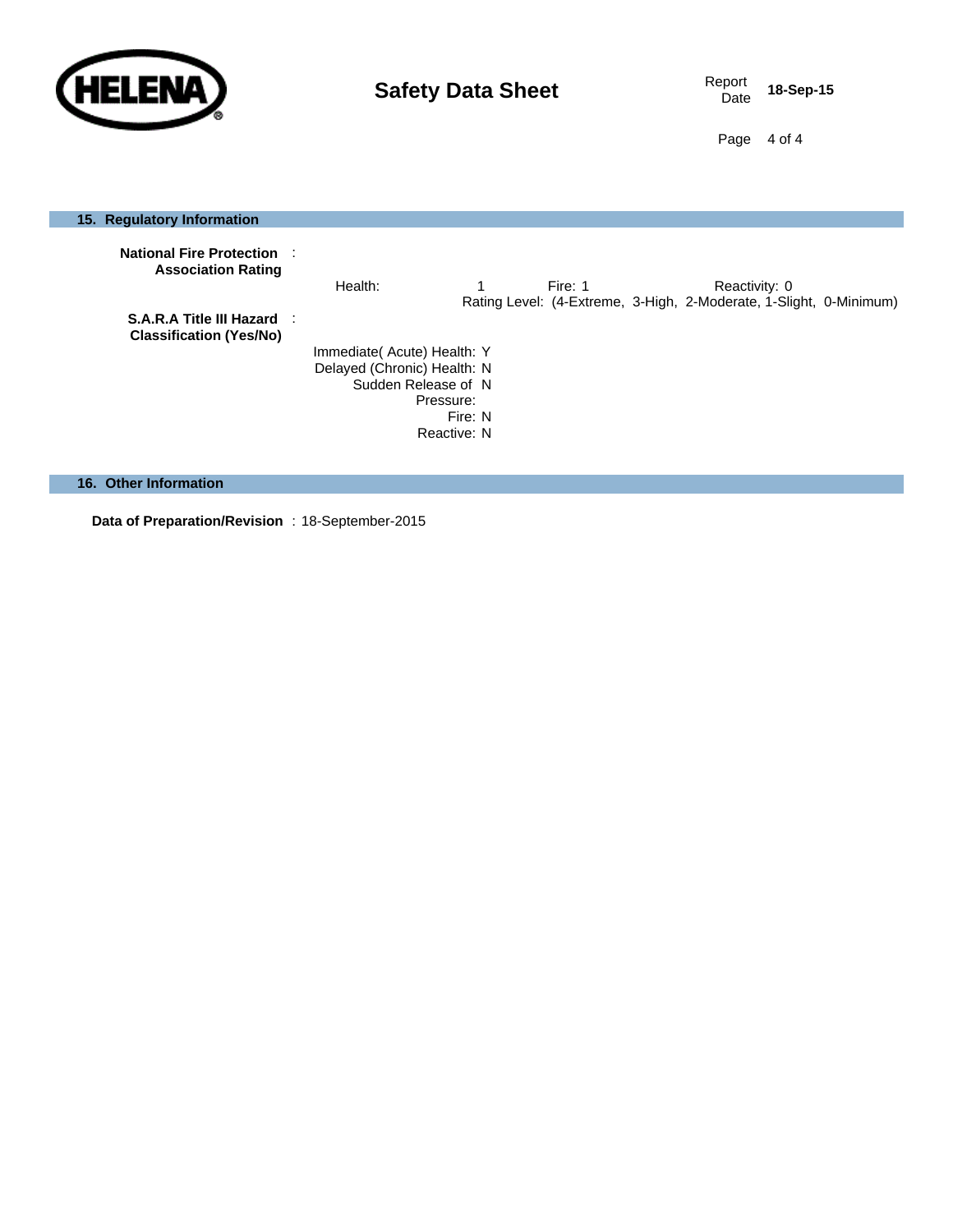## 15. Regulatory Information

**National Fire Protection Association Rating** :

Health: 1 Fire: 1 Reactivity: 0

Rating Level: (4-Extreme, 3-High, 2-Moderate, 1-Slight, 0-Minimum)

**S.A.R.A Title III Hazard Classification (Yes/No)** :

Immediate( Acute) Health: Y
Delayed (Chronic) Health: N
Sudden Release of Pressure: N
Fire: N
Reactive: N

## 16. Other Information

**Data of Preparation/Revision** : 18-September-2015